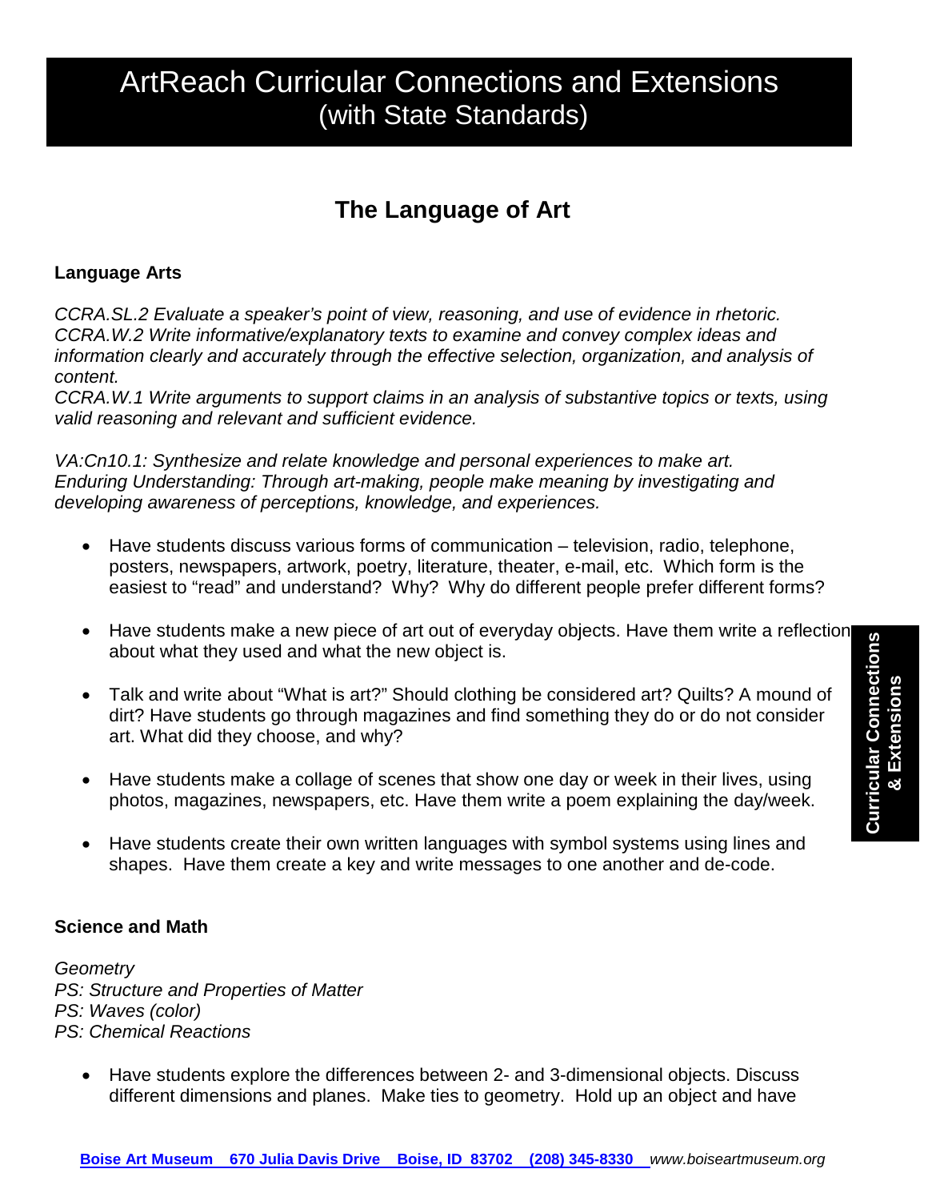# ArtReach Curricular Connections and Extensions (with State Standards)

## The Language of Art

### Language Arts

*CCRA.SL.2 Evaluate a speaker's point of view, reasoning, and use of evidence in rhetoric.*
*CCRA.W.2 Write informative/explanatory texts to examine and convey complex ideas and information clearly and accurately through the effective selection, organization, and analysis of content.*
*CCRA.W.1 Write arguments to support claims in an analysis of substantive topics or texts, using valid reasoning and relevant and sufficient evidence.*

*VA:Cn10.1: Synthesize and relate knowledge and personal experiences to make art.*
*Enduring Understanding: Through art-making, people make meaning by investigating and developing awareness of perceptions, knowledge, and experiences.*

- Have students discuss various forms of communication – television, radio, telephone, posters, newspapers, artwork, poetry, literature, theater, e-mail, etc. Which form is the easiest to "read" and understand? Why? Why do different people prefer different forms?
- Have students make a new piece of art out of everyday objects. Have them write a reflection about what they used and what the new object is.
- Talk and write about "What is art?" Should clothing be considered art? Quilts? A mound of dirt? Have students go through magazines and find something they do or do not consider art. What did they choose, and why?
- Have students make a collage of scenes that show one day or week in their lives, using photos, magazines, newspapers, etc. Have them write a poem explaining the day/week.
- Have students create their own written languages with symbol systems using lines and shapes. Have them create a key and write messages to one another and de-code.

### Science and Math

*Geometry*
*PS: Structure and Properties of Matter*
*PS: Waves (color)*
*PS: Chemical Reactions*

- Have students explore the differences between 2- and 3-dimensional objects. Discuss different dimensions and planes. Make ties to geometry. Hold up an object and have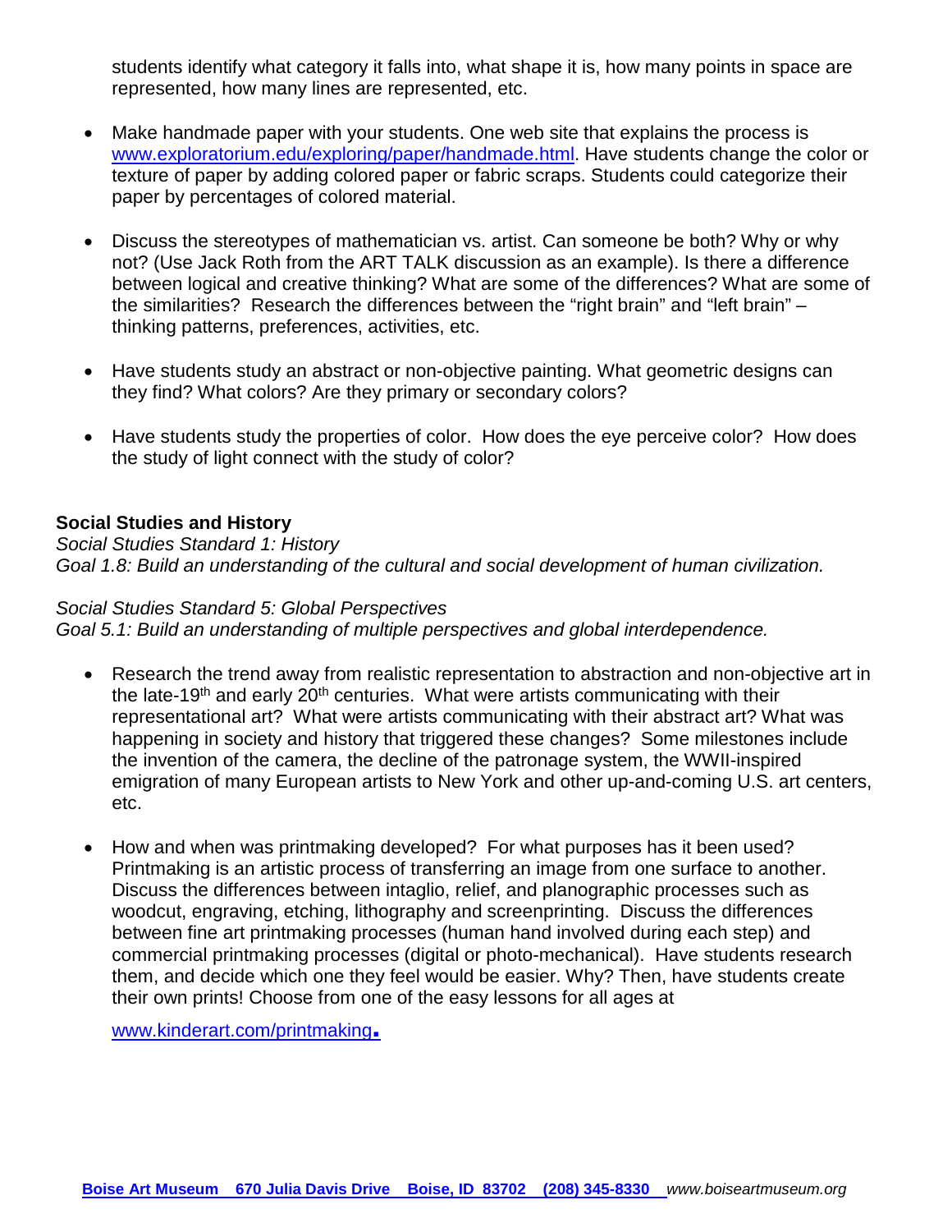students identify what category it falls into, what shape it is, how many points in space are represented, how many lines are represented, etc.

- Make handmade paper with your students. One web site that explains the process is www.exploratorium.edu/exploring/paper/handmade.html. Have students change the color or texture of paper by adding colored paper or fabric scraps. Students could categorize their paper by percentages of colored material.

- Discuss the stereotypes of mathematician vs. artist. Can someone be both? Why or why not? (Use Jack Roth from the ART TALK discussion as an example). Is there a difference between logical and creative thinking? What are some of the differences? What are some of the similarities? Research the differences between the "right brain" and "left brain" – thinking patterns, preferences, activities, etc.

- Have students study an abstract or non-objective painting. What geometric designs can they find? What colors? Are they primary or secondary colors?

- Have students study the properties of color. How does the eye perceive color? How does the study of light connect with the study of color?

**Social Studies and History**

*Social Studies Standard 1: History*
*Goal 1.8: Build an understanding of the cultural and social development of human civilization.*

*Social Studies Standard 5: Global Perspectives*
*Goal 5.1: Build an understanding of multiple perspectives and global interdependence.*

- Research the trend away from realistic representation to abstraction and non-objective art in the late-19th and early 20th centuries. What were artists communicating with their representational art? What were artists communicating with their abstract art? What was happening in society and history that triggered these changes? Some milestones include the invention of the camera, the decline of the patronage system, the WWII-inspired emigration of many European artists to New York and other up-and-coming U.S. art centers, etc.

- How and when was printmaking developed? For what purposes has it been used? Printmaking is an artistic process of transferring an image from one surface to another. Discuss the differences between intaglio, relief, and planographic processes such as woodcut, engraving, etching, lithography and screenprinting. Discuss the differences between fine art printmaking processes (human hand involved during each step) and commercial printmaking processes (digital or photo-mechanical). Have students research them, and decide which one they feel would be easier. Why? Then, have students create their own prints! Choose from one of the easy lessons for all ages at

  www.kinderart.com/printmaking.